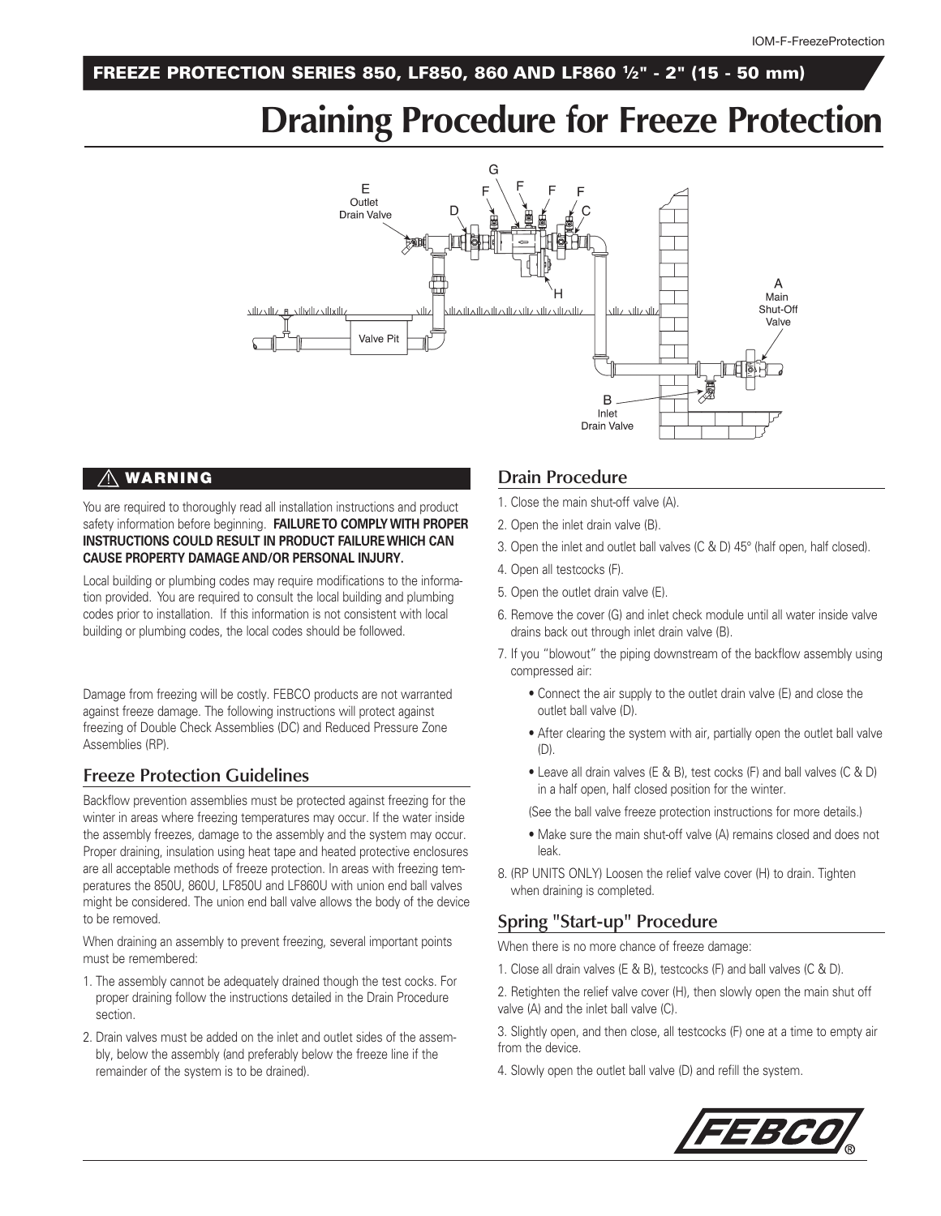## FREEZE PROTECTION SERIES 850, LF850, 860 AND LF860 ½" - 2" (15 - 50 mm)

# Draining Procedure for Freeze Protection

### ⚠ WARNING

You are required to thoroughly read all installation instructions and product safety information before beginning. **FAILURE TO COMPLY WITH PROPER INSTRUCTIONS COULD RESULT IN PRODUCT FAILURE WHICH CAN CAUSE PROPERTY DAMAGE AND/OR PERSONAL INJURY.**

Local building or plumbing codes may require modifications to the information provided. You are required to consult the local building and plumbing codes prior to installation. If this information is not consistent with local building or plumbing codes, the local codes should be followed.

Damage from freezing will be costly. FEBCO products are not warranted against freeze damage. The following instructions will protect against freezing of Double Check Assemblies (DC) and Reduced Pressure Zone Assemblies (RP).

## Freeze Protection Guidelines

Backflow prevention assemblies must be protected against freezing for the winter in areas where freezing temperatures may occur. If the water inside the assembly freezes, damage to the assembly and the system may occur. Proper draining, insulation using heat tape and heated protective enclosures are all acceptable methods of freeze protection. In areas with freezing temperatures the 850U, 860U, LF850U and LF860U with union end ball valves might be considered. The union end ball valve allows the body of the device to be removed.

When draining an assembly to prevent freezing, several important points must be remembered:

1. The assembly cannot be adequately drained though the test cocks. For proper draining follow the instructions detailed in the Drain Procedure section.
2. Drain valves must be added on the inlet and outlet sides of the assembly, below the assembly (and preferably below the freeze line if the remainder of the system is to be drained).

## Drain Procedure

1. Close the main shut-off valve (A).
2. Open the inlet drain valve (B).
3. Open the inlet and outlet ball valves (C & D) 45° (half open, half closed).
4. Open all testcocks (F).
5. Open the outlet drain valve (E).
6. Remove the cover (G) and inlet check module until all water inside valve drains back out through inlet drain valve (B).
7. If you "blowout" the piping downstream of the backflow assembly using compressed air:
   - Connect the air supply to the outlet drain valve (E) and close the outlet ball valve (D).
   - After clearing the system with air, partially open the outlet ball valve (D).
   - Leave all drain valves (E & B), test cocks (F) and ball valves (C & D) in a half open, half closed position for the winter.

   (See the ball valve freeze protection instructions for more details.)

   - Make sure the main shut-off valve (A) remains closed and does not leak.
8. (RP UNITS ONLY) Loosen the relief valve cover (H) to drain. Tighten when draining is completed.

## Spring "Start-up" Procedure

When there is no more chance of freeze damage:

1. Close all drain valves (E & B), testcocks (F) and ball valves (C & D).

2. Retighten the relief valve cover (H), then slowly open the main shut off valve (A) and the inlet ball valve (C).

3. Slightly open, and then close, all testcocks (F) one at a time to empty air from the device.

4. Slowly open the outlet ball valve (D) and refill the system.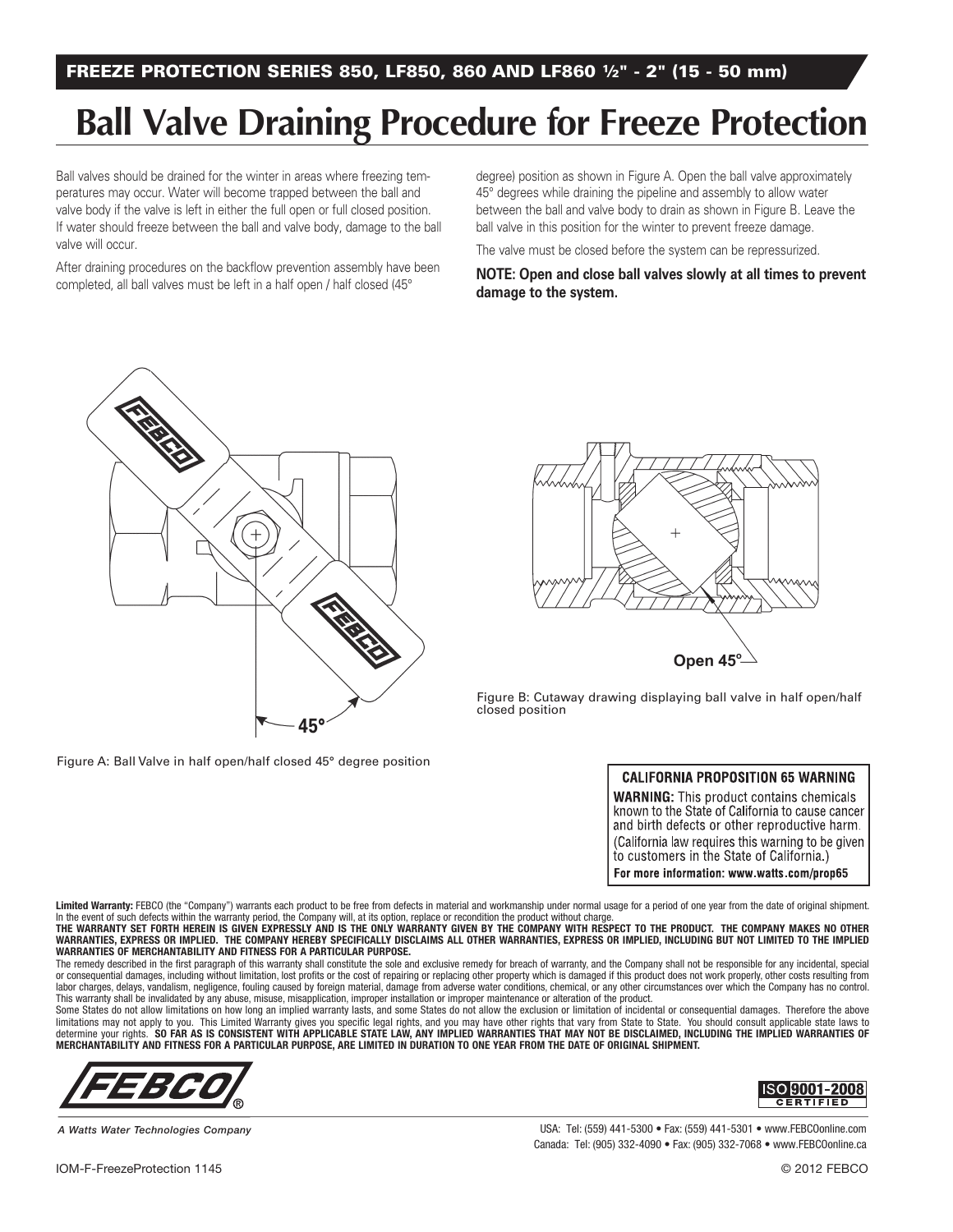FREEZE PROTECTION SERIES 850, LF850, 860 AND LF860 ½" - 2" (15 - 50 mm)

# Ball Valve Draining Procedure for Freeze Protection

Ball valves should be drained for the winter in areas where freezing temperatures may occur. Water will become trapped between the ball and valve body if the valve is left in either the full open or full closed position. If water should freeze between the ball and valve body, damage to the ball valve will occur.

After draining procedures on the backflow prevention assembly have been completed, all ball valves must be left in a half open / half closed (45° degree) position as shown in Figure A. Open the ball valve approximately 45° degrees while draining the pipeline and assembly to allow water between the ball and valve body to drain as shown in Figure B. Leave the ball valve in this position for the winter to prevent freeze damage.

The valve must be closed before the system can be repressurized.

**NOTE: Open and close ball valves slowly at all times to prevent damage to the system.**

FEBCO

FEBCO

45°

Figure A: Ball Valve in half open/half closed 45° degree position

Open 45°

Figure B: Cutaway drawing displaying ball valve in half open/half closed position

**CALIFORNIA PROPOSITION 65 WARNING**

**WARNING:** This product contains chemicals known to the State of California to cause cancer and birth defects or other reproductive harm. (California law requires this warning to be given to customers in the State of California.)

**For more information: www.watts.com/prop65**

**Limited Warranty:** FEBCO (the "Company") warrants each product to be free from defects in material and workmanship under normal usage for a period of one year from the date of original shipment. In the event of such defects within the warranty period, the Company will, at its option, replace or recondition the product without charge.

**THE WARRANTY SET FORTH HEREIN IS GIVEN EXPRESSLY AND IS THE ONLY WARRANTY GIVEN BY THE COMPANY WITH RESPECT TO THE PRODUCT. THE COMPANY MAKES NO OTHER WARRANTIES, EXPRESS OR IMPLIED. THE COMPANY HEREBY SPECIFICALLY DISCLAIMS ALL OTHER WARRANTIES, EXPRESS OR IMPLIED, INCLUDING BUT NOT LIMITED TO THE IMPLIED WARRANTIES OF MERCHANTABILITY AND FITNESS FOR A PARTICULAR PURPOSE.**

The remedy described in the first paragraph of this warranty shall constitute the sole and exclusive remedy for breach of warranty, and the Company shall not be responsible for any incidental, special or consequential damages, including without limitation, lost profits or the cost of repairing or replacing other property which is damaged if this product does not work properly, other costs resulting from labor charges, delays, vandalism, negligence, fouling caused by foreign material, damage from adverse water conditions, chemical, or any other circumstances over which the Company has no control. This warranty shall be invalidated by any abuse, misuse, misapplication, improper installation or improper maintenance or alteration of the product.

Some States do not allow limitations on how long an implied warranty lasts, and some States do not allow the exclusion or limitation of incidental or consequential damages. Therefore the above limitations may not apply to you. This Limited Warranty gives you specific legal rights, and you may have other rights that vary from State to State. You should consult applicable state laws to determine your rights. **SO FAR AS IS CONSISTENT WITH APPLICABLE STATE LAW, ANY IMPLIED WARRANTIES THAT MAY NOT BE DISCLAIMED, INCLUDING THE IMPLIED WARRANTIES OF MERCHANTABILITY AND FITNESS FOR A PARTICULAR PURPOSE, ARE LIMITED IN DURATION TO ONE YEAR FROM THE DATE OF ORIGINAL SHIPMENT.**

FEBCO®

*A Watts Water Technologies Company*

ISO 9001-2008 CERTIFIED

USA: Tel: (559) 441-5300 • Fax: (559) 441-5301 • www.FEBCOonline.com
Canada: Tel: (905) 332-4090 • Fax: (905) 332-7068 • www.FEBCOonline.ca

IOM-F-FreezeProtection 1145

© 2012 FEBCO